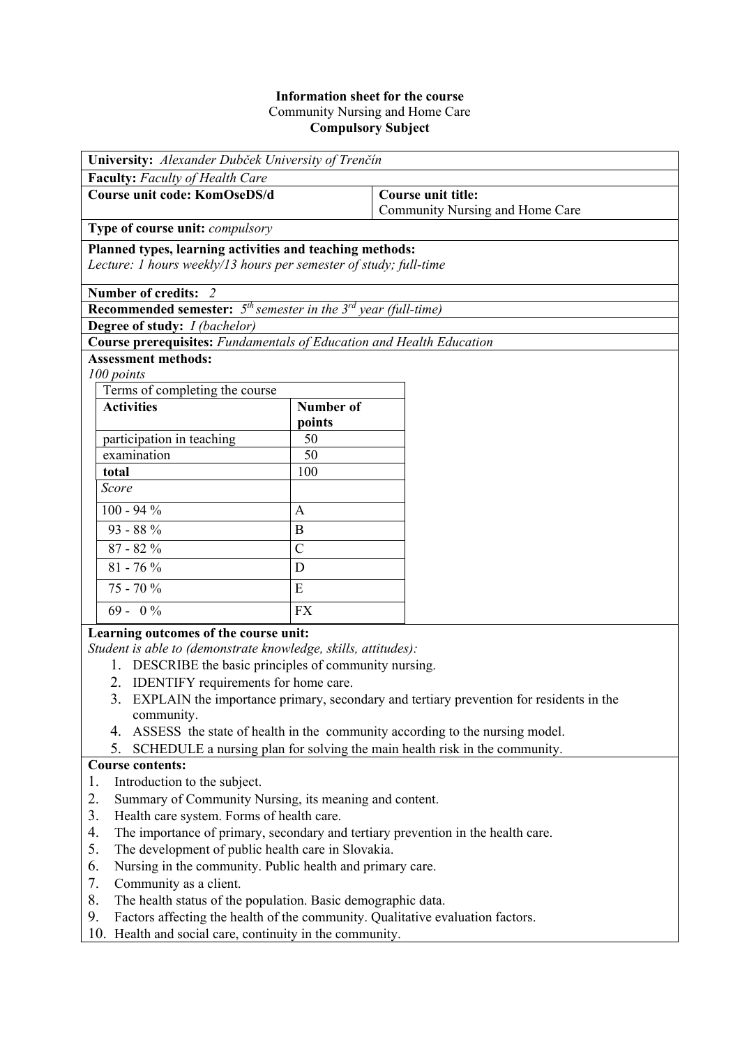**Information sheet for the course**
Community Nursing and Home Care
**Compulsory Subject**

**University:** *Alexander Dubček University of Trenčín*

**Faculty:** *Faculty of Health Care*

**Course unit code: KomOseDS/d**

**Course unit title:** Community Nursing and Home Care

**Type of course unit:** *compulsory*

**Planned types, learning activities and teaching methods:**
*Lecture: 1 hours weekly/13 hours per semester of study; full-time*

**Number of credits:** *2*

**Recommended semester:** *5th semester in the 3rd year (full-time)*

**Degree of study:** *I (bachelor)*

**Course prerequisites:** *Fundamentals of Education and Health Education*

**Assessment methods:**
*100 points*

| Terms of completing the course | |
|---|---|
| **Activities** | **Number of points** |
| participation in teaching | 50 |
| examination | 50 |
| **total** | 100 |
| *Score* | |
| 100 - 94 % | A |
| 93 - 88 % | B |
| 87 - 82 % | C |
| 81 - 76 % | D |
| 75 - 70 % | E |
| 69 - 0 % | FX |

**Learning outcomes of the course unit:**
*Student is able to (demonstrate knowledge, skills, attitudes):*

1. DESCRIBE the basic principles of community nursing.
2. IDENTIFY requirements for home care.
3. EXPLAIN the importance primary, secondary and tertiary prevention for residents in the community.
4. ASSESS the state of health in the community according to the nursing model.
5. SCHEDULE a nursing plan for solving the main health risk in the community.

**Course contents:**

1. Introduction to the subject.
2. Summary of Community Nursing, its meaning and content.
3. Health care system. Forms of health care.
4. The importance of primary, secondary and tertiary prevention in the health care.
5. The development of public health care in Slovakia.
6. Nursing in the community. Public health and primary care.
7. Community as a client.
8. The health status of the population. Basic demographic data.
9. Factors affecting the health of the community. Qualitative evaluation factors.
10. Health and social care, continuity in the community.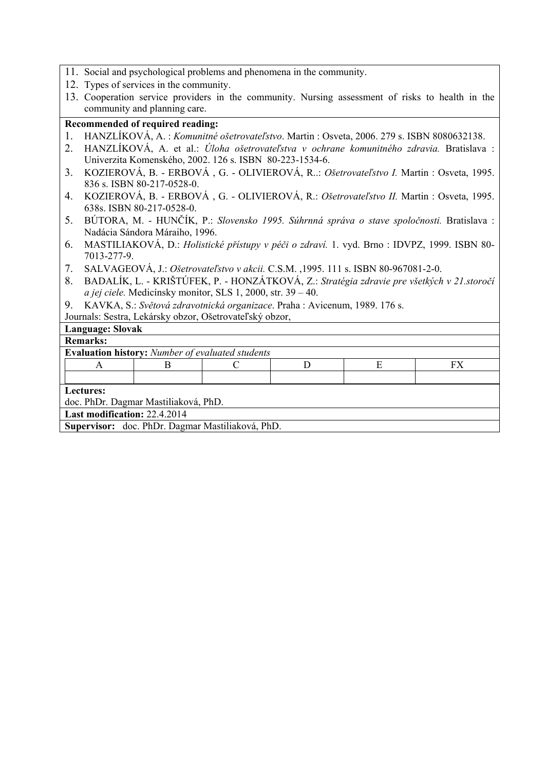11. Social and psychological problems and phenomena in the community.
12. Types of services in the community.
13. Cooperation service providers in the community. Nursing assessment of risks to health in the community and planning care.

**Recommended of required reading:**

1. HANZLÍKOVÁ, A. : *Komunitné ošetrovateľstvo*. Martin : Osveta, 2006. 279 s. ISBN 8080632138.
2. HANZLÍKOVÁ, A. et al.: *Úloha ošetrovateľstva v ochrane komunitného zdravia.* Bratislava : Univerzita Komenského, 2002. 126 s. ISBN 80-223-1534-6.
3. KOZIEROVÁ, B. - ERBOVÁ , G. - OLIVIEROVÁ, R..: *Ošetrovateľstvo I.* Martin : Osveta, 1995. 836 s. ISBN 80-217-0528-0.
4. KOZIEROVÁ, B. - ERBOVÁ , G. - OLIVIEROVÁ, R.: *Ošetrovateľstvo II.* Martin : Osveta, 1995. 638s. ISBN 80-217-0528-0.
5. BÚTORA, M. - HUNČÍK, P.: *Slovensko 1995. Súhrnná správa o stave spoločnosti.* Bratislava : Nadácia Sándora Máraiho, 1996.
6. MASTILIAKOVÁ, D.: *Holistické přístupy v péči o zdraví.* 1. vyd. Brno : IDVPZ, 1999. ISBN 80-7013-277-9.
7. SALVAGEOVÁ, J.: *Ošetrovateľstvo v akcii.* C.S.M. ,1995. 111 s. ISBN 80-967081-2-0.
8. BADALÍK, L. - KRIŠTÚFEK, P. - HONZÁTKOVÁ, Z.: *Stratégia zdravie pre všetkých v 21.storočí a jej ciele.* Medicínsky monitor, SLS 1, 2000, str. 39 – 40.
9. KAVKA, S.: *Světová zdravotnická organizace*. Praha : Avicenum, 1989. 176 s.

Journals: Sestra, Lekársky obzor, Ošetrovateľský obzor,

**Language: Slovak**

**Remarks:**

**Evaluation history:** *Number of evaluated students*

| A | B | C | D | E | FX |
|---|---|---|---|---|---|
| | | | | | |

**Lectures:**
doc. PhDr. Dagmar Mastiliaková, PhD.

**Last modification:** 22.4.2014

**Supervisor:** doc. PhDr. Dagmar Mastiliaková, PhD.